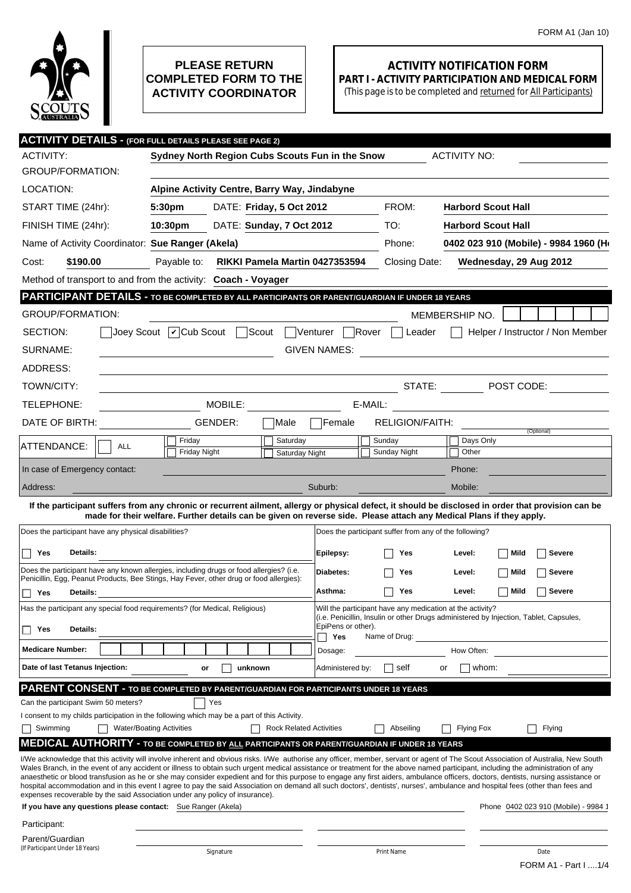FORM A1 (Jan 10)

**PLEASE RETURN COMPLETED FORM TO THE ACTIVITY COORDINATOR**

# ACTIVITY NOTIFICATION FORM

## PART I - ACTIVITY PARTICIPATION AND MEDICAL FORM

(This page is to be completed and returned for All Participants)

## ACTIVITY DETAILS - (FOR FULL DETAILS PLEASE SEE PAGE 2)

ACTIVITY: **Sydney North Region Cubs Scouts Fun in the Snow** ACTIVITY NO:

GROUP/FORMATION:

LOCATION: **Alpine Activity Centre, Barry Way, Jindabyne**

START TIME (24hr): **5:30pm** DATE: **Friday, 5 Oct 2012** FROM: **Harbord Scout Hall**

FINISH TIME (24hr): **10:30pm** DATE: **Sunday, 7 Oct 2012** TO: **Harbord Scout Hall**

Name of Activity Coordinator: **Sue Ranger (Akela)** Phone: **0402 023 910 (Mobile) - 9984 1960 (H**

Cost: **$190.00** Payable to: **RIKKI Pamela Martin 0427353594** Closing Date: **Wednesday, 29 Aug 2012**

Method of transport to and from the activity: **Coach - Voyager**

## PARTICIPANT DETAILS - TO BE COMPLETED BY ALL PARTICIPANTS OR PARENT/GUARDIAN IF UNDER 18 YEARS

GROUP/FORMATION: MEMBERSHIP NO.

SECTION: ☐ Joey Scout ☑ Cub Scout ☐ Scout ☐ Venturer ☐ Rover ☐ Leader ☐ Helper / Instructor / Non Member

SURNAME: GIVEN NAMES:

ADDRESS:

TOWN/CITY: STATE: POST CODE:

TELEPHONE: MOBILE: E-MAIL:

DATE OF BIRTH: GENDER: ☐ Male ☐ Female RELIGION/FAITH: (Optional)

ATTENDANCE: ☐ ALL ☐ Friday ☐ Friday Night ☐ Saturday ☐ Saturday Night ☐ Sunday ☐ Sunday Night ☐ Days Only ☐ Other

In case of Emergency contact: Phone:

Address: Suburb: Mobile:

**If the participant suffers from any chronic or recurrent ailment, allergy or physical defect, it should be disclosed in order that provision can be made for their welfare. Further details can be given on reverse side. Please attach any Medical Plans if they apply.**

Does the participant have any physical disabilities?

☐ Yes **Details:**

Does the participant have any known allergies, including drugs or food allergies? (i.e. Penicillin, Egg, Peanut Products, Bee Stings, Hay Fever, other drug or food allergies):

☐ Yes **Details:**

Has the participant any special food requirements? (for Medical, Religious)

☐ Yes **Details:**

**Medicare Number:**

**Date of last Tetanus Injection:** or ☐ unknown

Does the participant suffer from any of the following?

| | | | |
|---|---|---|---|
| **Epilepsy:** | ☐ Yes | **Level:** | ☐ **Mild** ☐ **Severe** |
| **Diabetes:** | ☐ Yes | **Level:** | ☐ **Mild** ☐ **Severe** |
| **Asthma:** | ☐ Yes | **Level:** | ☐ **Mild** ☐ **Severe** |

Will the participant have any medication at the activity? (i.e. Penicillin, Insulin or other Drugs administered by Injection, Tablet, Capsules, EpiPens or other).

☐ **Yes** Name of Drug:

Dosage: How Often:

Administered by: ☐ self or ☐ whom:

## PARENT CONSENT - TO BE COMPLETED BY PARENT/GUARDIAN FOR PARTICIPANTS UNDER 18 YEARS

Can the participant Swim 50 meters? ☐ Yes

I consent to my childs participation in the following which may be a part of this Activity.

☐ Swimming ☐ Water/Boating Activities ☐ Rock Related Activities ☐ Abseiling ☐ Flying Fox ☐ Flying

## MEDICAL AUTHORITY - TO BE COMPLETED BY ALL PARTICIPANTS OR PARENT/GUARDIAN IF UNDER 18 YEARS

I/We acknowledge that this activity will involve inherent and obvious risks. I/We authorise any officer, member, servant or agent of The Scout Association of Australia, New South Wales Branch, in the event of any accident or illness to obtain such urgent medical assistance or treatment for the above named participant, including the administration of any anaesthetic or blood transfusion as he or she may consider expedient and for this purpose to engage any first aiders, ambulance officers, doctors, dentists, nursing assistance or hospital accommodation and in this event I agree to pay the said Association on demand all such doctors', dentists', nurses', ambulance and hospital fees (other than fees and expenses recoverable by the said Association under any policy of insurance).

**If you have any questions please contact:** Sue Ranger (Akela) Phone 0402 023 910 (Mobile) - 9984 1

| | Signature | Print Name | Date |
|---|---|---|---|
| Participant: | | | |
| Parent/Guardian (If Participant Under 18 Years) | | | |

FORM A1 - Part I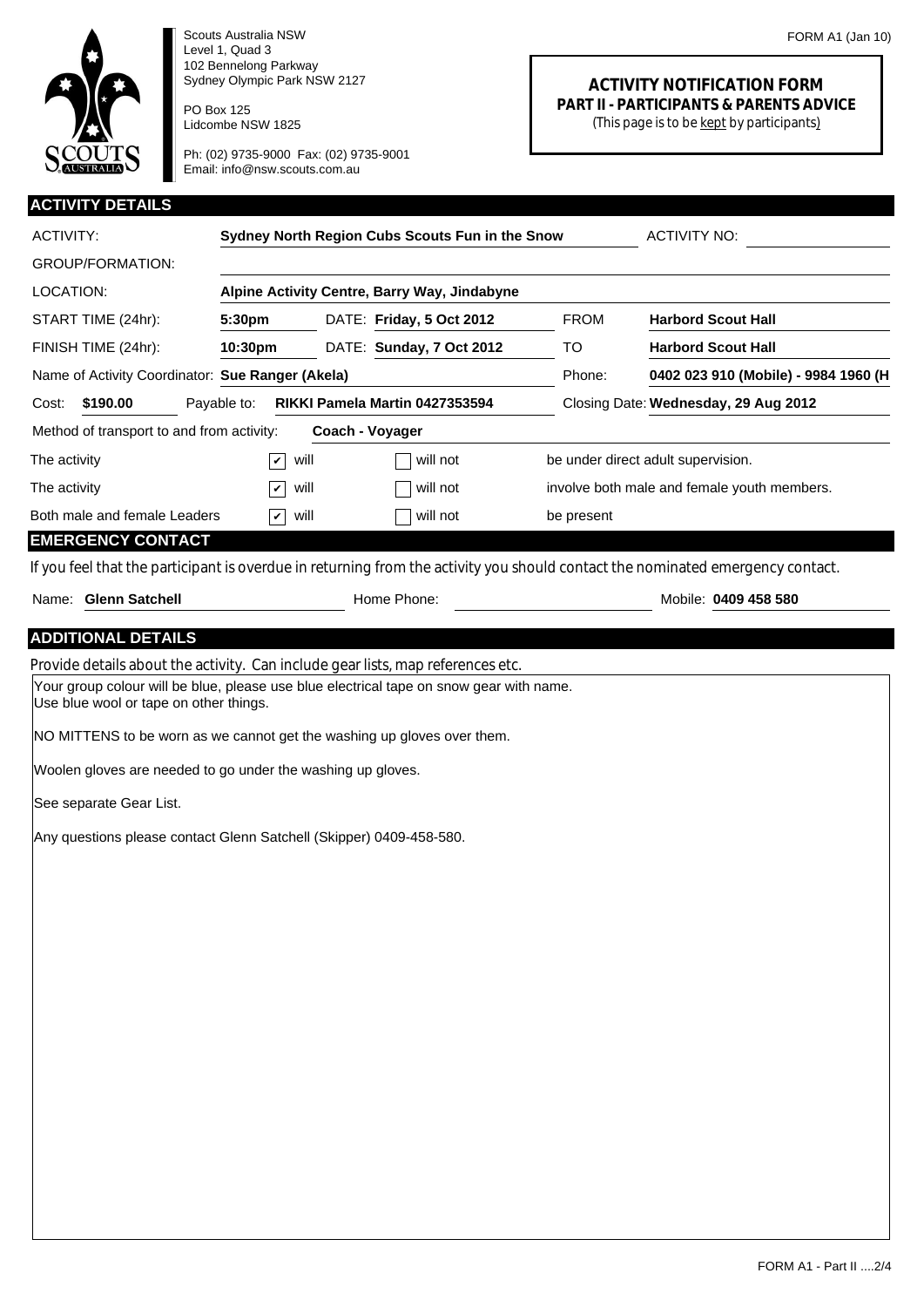Scouts Australia NSW
Level 1, Quad 3
102 Bennelong Parkway
Sydney Olympic Park NSW 2127

PO Box 125
Lidcombe NSW 1825

Ph: (02) 9735-9000 Fax: (02) 9735-9001
Email: info@nsw.scouts.com.au

FORM A1 (Jan 10)

# ACTIVITY NOTIFICATION FORM
## PART II - PARTICIPANTS & PARENTS ADVICE
*(This page is to be kept by participants)*

## ACTIVITY DETAILS

| | | | |
|---|---|---|---|
| ACTIVITY: | **Sydney North Region Cubs Scouts Fun in the Snow** | ACTIVITY NO: | |
| GROUP/FORMATION: | | | |
| LOCATION: | **Alpine Activity Centre, Barry Way, Jindabyne** | | |
| START TIME (24hr): | **5:30pm** DATE: **Friday, 5 Oct 2012** | FROM | **Harbord Scout Hall** |
| FINISH TIME (24hr): | **10:30pm** DATE: **Sunday, 7 Oct 2012** | TO | **Harbord Scout Hall** |
| Name of Activity Coordinator: | **Sue Ranger (Akela)** | Phone: | **0402 023 910 (Mobile) - 9984 1960 (H** |
| Cost: **$190.00** | Payable to: **RIKKI Pamela Martin 0427353594** | Closing Date: | **Wednesday, 29 Aug 2012** |
| Method of transport to and from activity: | **Coach - Voyager** | | |

The activity ☑ will ☐ will not be under direct adult supervision.

The activity ☑ will ☐ will not involve both male and female youth members.

Both male and female Leaders ☑ will ☐ will not be present

## EMERGENCY CONTACT

If you feel that the participant is overdue in returning from the activity you should contact the nominated emergency contact.

Name: **Glenn Satchell** Home Phone: Mobile: **0409 458 580**

## ADDITIONAL DETAILS

Provide details about the activity. Can include gear lists, map references etc.

Your group colour will be blue, please use blue electrical tape on snow gear with name.
Use blue wool or tape on other things.

NO MITTENS to be worn as we cannot get the washing up gloves over them.

Woolen gloves are needed to go under the washing up gloves.

See separate Gear List.

Any questions please contact Glenn Satchell (Skipper) 0409-458-580.

FORM A1 - Part II ....2/4